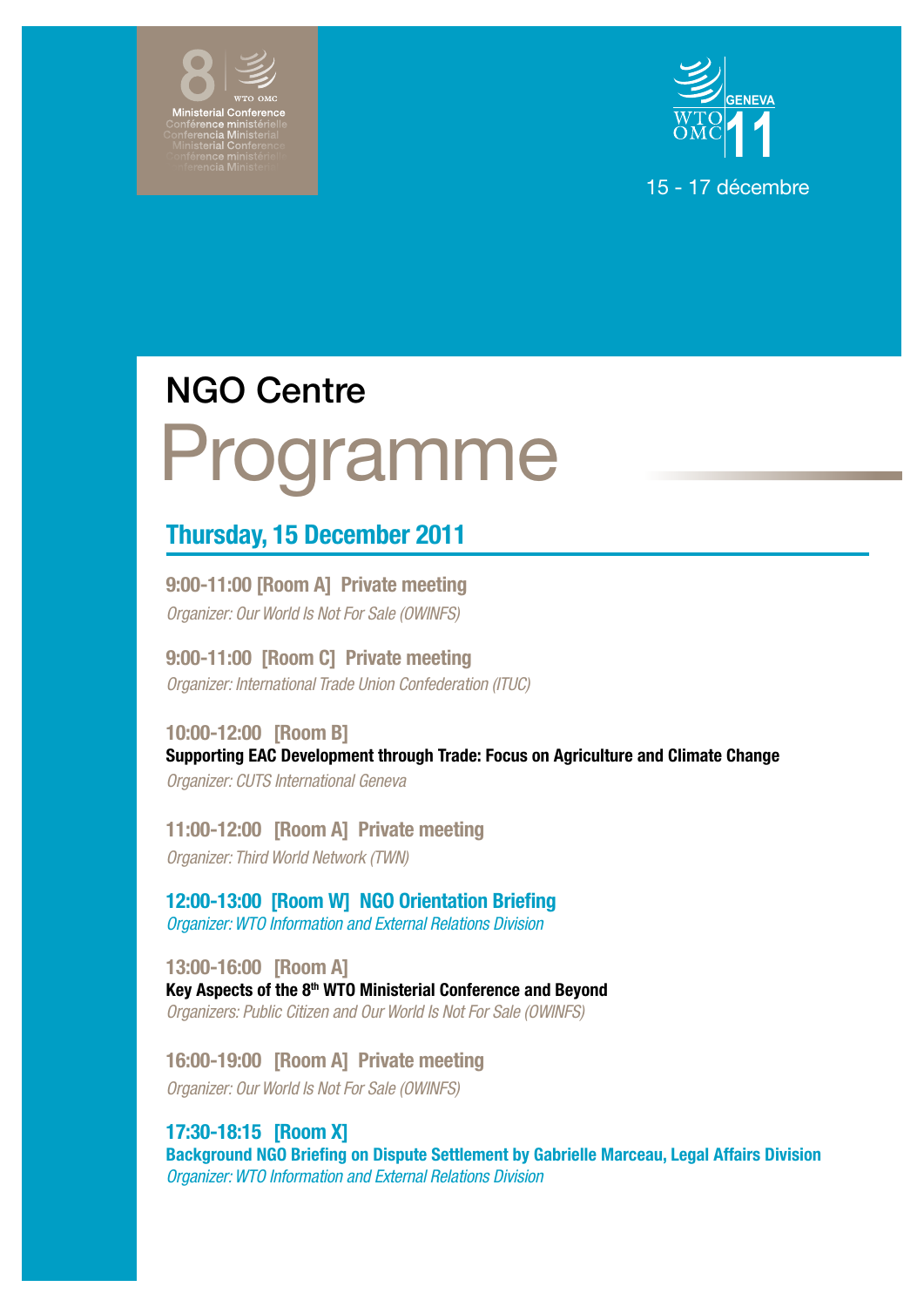8 Ministerial Conference
Conférence ministérielle
Conferencia Ministerial

WTO OMC GENEVA 11
15 - 17 décembre

# NGO Centre Programme

## Thursday, 15 December 2011

**9:00-11:00 [Room A] Private meeting**
*Organizer: Our World Is Not For Sale (OWINFS)*

**9:00-11:00 [Room C] Private meeting**
*Organizer: International Trade Union Confederation (ITUC)*

**10:00-12:00 [Room B]**
**Supporting EAC Development through Trade: Focus on Agriculture and Climate Change**
*Organizer: CUTS International Geneva*

**11:00-12:00 [Room A] Private meeting**
*Organizer: Third World Network (TWN)*

**12:00-13:00 [Room W] NGO Orientation Briefing**
*Organizer: WTO Information and External Relations Division*

**13:00-16:00 [Room A]**
**Key Aspects of the 8th WTO Ministerial Conference and Beyond**
*Organizers: Public Citizen and Our World Is Not For Sale (OWINFS)*

**16:00-19:00 [Room A] Private meeting**
*Organizer: Our World Is Not For Sale (OWINFS)*

**17:30-18:15 [Room X]**
**Background NGO Briefing on Dispute Settlement by Gabrielle Marceau, Legal Affairs Division**
*Organizer: WTO Information and External Relations Division*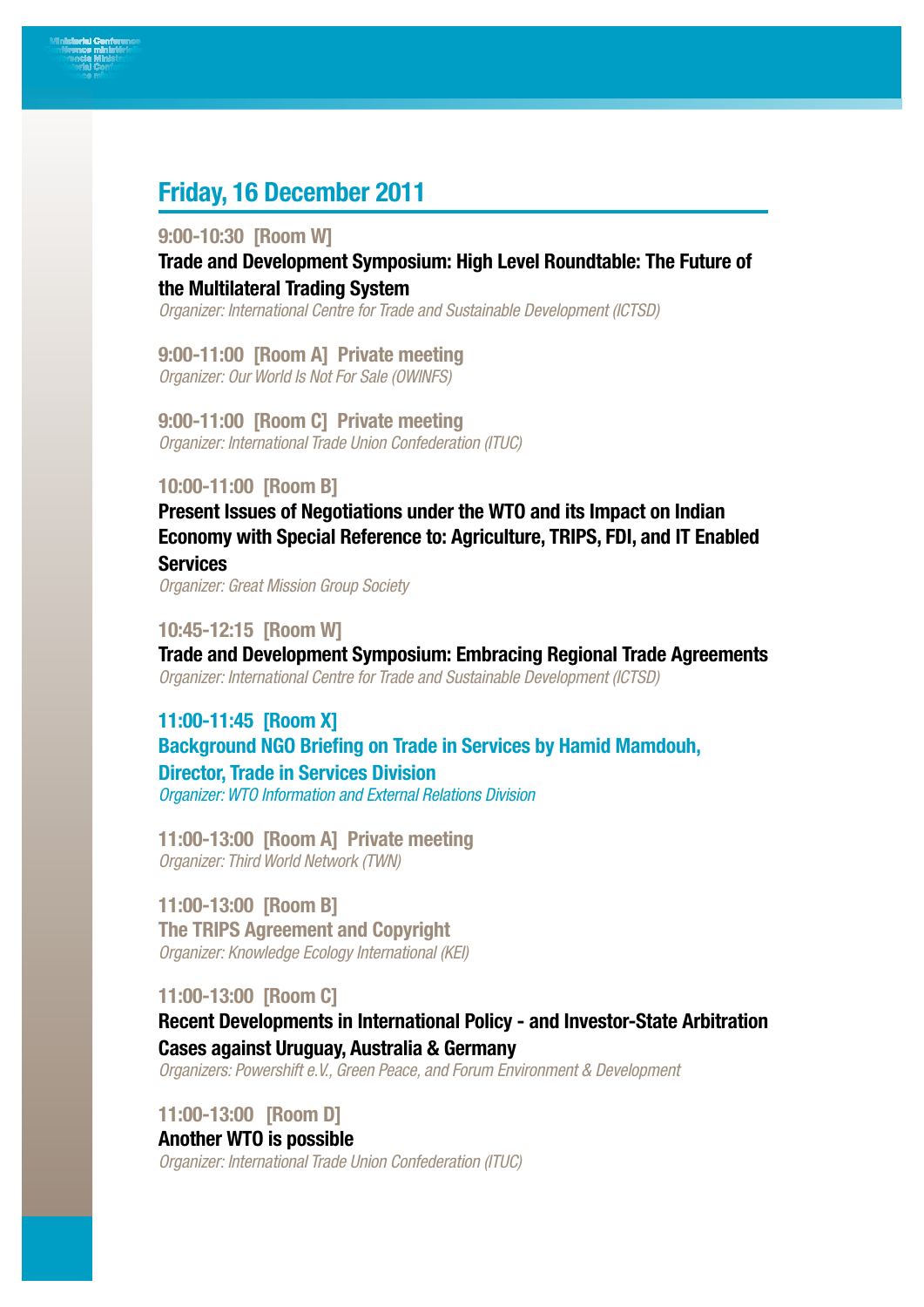## Friday, 16 December 2011

**9:00-10:30 [Room W]**

**Trade and Development Symposium: High Level Roundtable: The Future of the Multilateral Trading System**

*Organizer: International Centre for Trade and Sustainable Development (ICTSD)*

**9:00-11:00 [Room A] Private meeting**

*Organizer: Our World Is Not For Sale (OWINFS)*

**9:00-11:00 [Room C] Private meeting**

*Organizer: International Trade Union Confederation (ITUC)*

**10:00-11:00 [Room B]**

**Present Issues of Negotiations under the WTO and its Impact on Indian Economy with Special Reference to: Agriculture, TRIPS, FDI, and IT Enabled Services**

*Organizer: Great Mission Group Society*

**10:45-12:15 [Room W]**

**Trade and Development Symposium: Embracing Regional Trade Agreements**

*Organizer: International Centre for Trade and Sustainable Development (ICTSD)*

**11:00-11:45 [Room X]**

**Background NGO Briefing on Trade in Services by Hamid Mamdouh, Director, Trade in Services Division**

*Organizer: WTO Information and External Relations Division*

**11:00-13:00 [Room A] Private meeting**

*Organizer: Third World Network (TWN)*

**11:00-13:00 [Room B]**

**The TRIPS Agreement and Copyright**

*Organizer: Knowledge Ecology International (KEI)*

**11:00-13:00 [Room C]**

**Recent Developments in International Policy - and Investor-State Arbitration Cases against Uruguay, Australia & Germany**

*Organizers: Powershift e.V., Green Peace, and Forum Environment & Development*

**11:00-13:00 [Room D]**

**Another WTO is possible**

*Organizer: International Trade Union Confederation (ITUC)*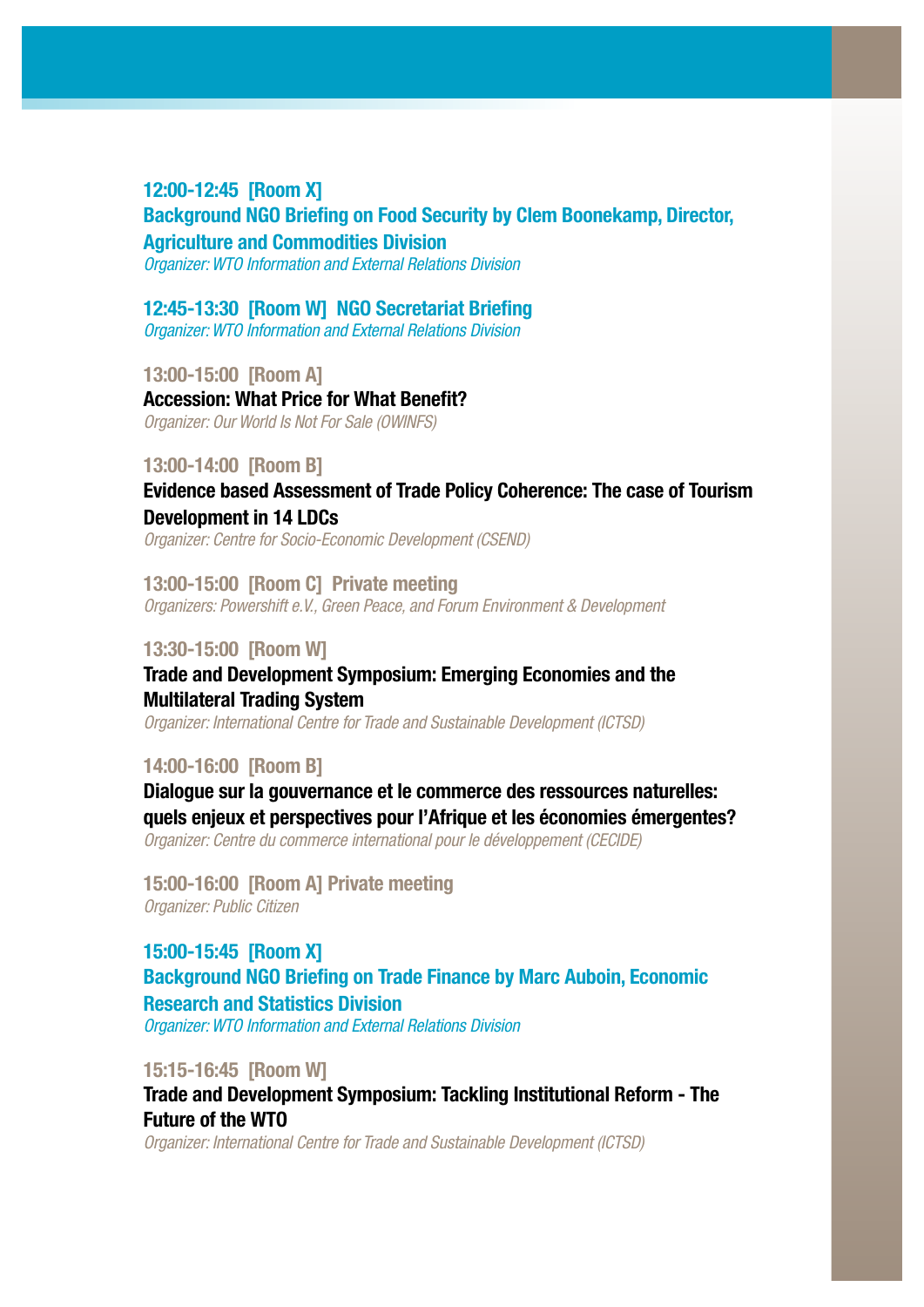**12:00-12:45 [Room X]**
**Background NGO Briefing on Food Security by Clem Boonekamp, Director, Agriculture and Commodities Division**
*Organizer: WTO Information and External Relations Division*

**12:45-13:30 [Room W] NGO Secretariat Briefing**
*Organizer: WTO Information and External Relations Division*

**13:00-15:00 [Room A]**
**Accession: What Price for What Benefit?**
*Organizer: Our World Is Not For Sale (OWINFS)*

**13:00-14:00 [Room B]**
**Evidence based Assessment of Trade Policy Coherence: The case of Tourism Development in 14 LDCs**
*Organizer: Centre for Socio-Economic Development (CSEND)*

**13:00-15:00 [Room C] Private meeting**
*Organizers: Powershift e.V., Green Peace, and Forum Environment & Development*

**13:30-15:00 [Room W]**
**Trade and Development Symposium: Emerging Economies and the Multilateral Trading System**
*Organizer: International Centre for Trade and Sustainable Development (ICTSD)*

**14:00-16:00 [Room B]**
**Dialogue sur la gouvernance et le commerce des ressources naturelles: quels enjeux et perspectives pour l'Afrique et les économies émergentes?**
*Organizer: Centre du commerce international pour le développement (CECIDE)*

**15:00-16:00 [Room A] Private meeting**
*Organizer: Public Citizen*

**15:00-15:45 [Room X]**
**Background NGO Briefing on Trade Finance by Marc Auboin, Economic Research and Statistics Division**
*Organizer: WTO Information and External Relations Division*

**15:15-16:45 [Room W]**
**Trade and Development Symposium: Tackling Institutional Reform - The Future of the WTO**
*Organizer: International Centre for Trade and Sustainable Development (ICTSD)*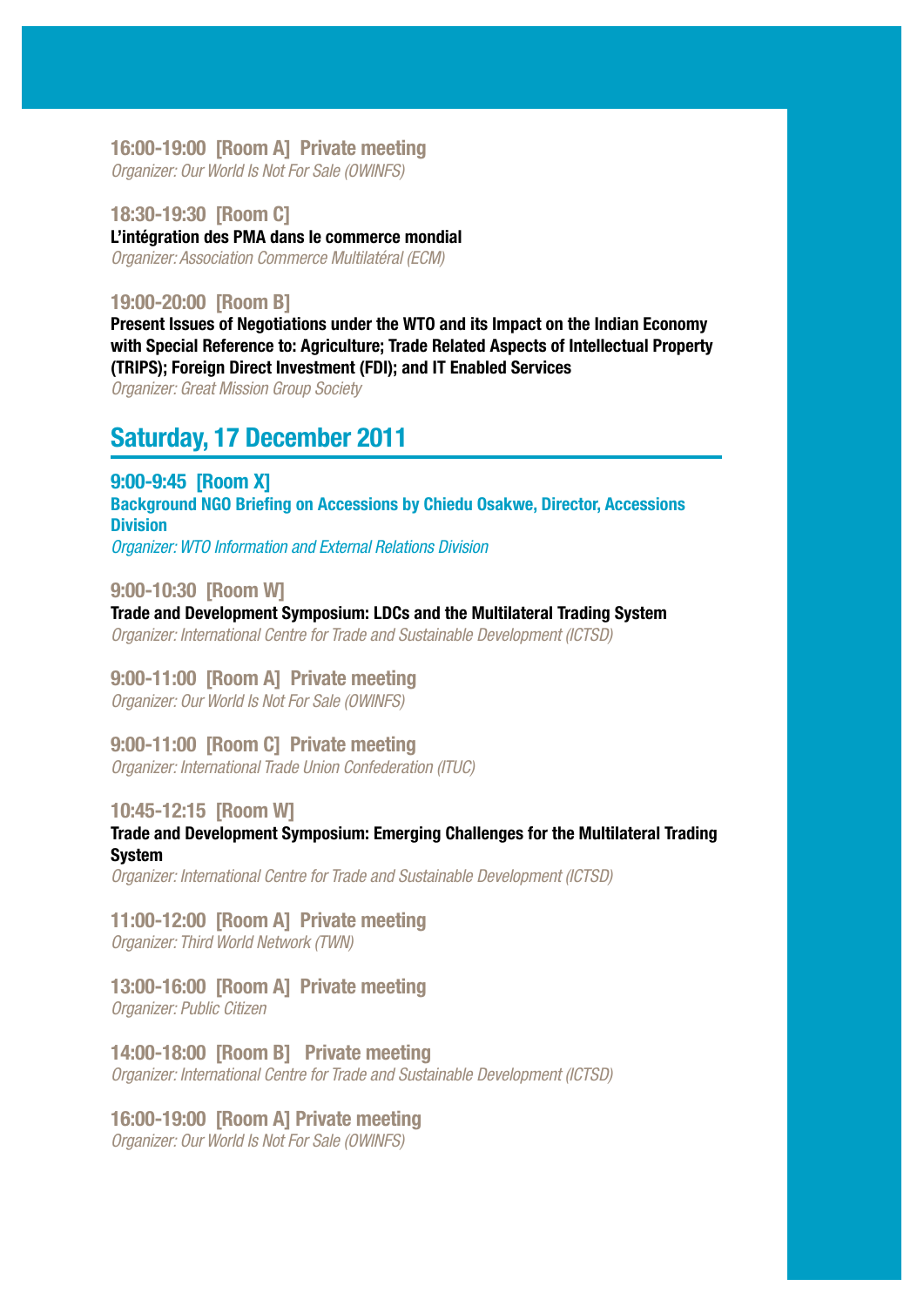**16:00-19:00 [Room A] Private meeting**
*Organizer: Our World Is Not For Sale (OWINFS)*

**18:30-19:30 [Room C]**
**L'intégration des PMA dans le commerce mondial**
*Organizer: Association Commerce Multilatéral (ECM)*

**19:00-20:00 [Room B]**
**Present Issues of Negotiations under the WTO and its Impact on the Indian Economy with Special Reference to: Agriculture; Trade Related Aspects of Intellectual Property (TRIPS); Foreign Direct Investment (FDI); and IT Enabled Services**
*Organizer: Great Mission Group Society*

## Saturday, 17 December 2011

**9:00-9:45 [Room X]**
**Background NGO Briefing on Accessions by Chiedu Osakwe, Director, Accessions Division**
*Organizer: WTO Information and External Relations Division*

**9:00-10:30 [Room W]**
**Trade and Development Symposium: LDCs and the Multilateral Trading System**
*Organizer: International Centre for Trade and Sustainable Development (ICTSD)*

**9:00-11:00 [Room A] Private meeting**
*Organizer: Our World Is Not For Sale (OWINFS)*

**9:00-11:00 [Room C] Private meeting**
*Organizer: International Trade Union Confederation (ITUC)*

**10:45-12:15 [Room W]**
**Trade and Development Symposium: Emerging Challenges for the Multilateral Trading System**
*Organizer: International Centre for Trade and Sustainable Development (ICTSD)*

**11:00-12:00 [Room A] Private meeting**
*Organizer: Third World Network (TWN)*

**13:00-16:00 [Room A] Private meeting**
*Organizer: Public Citizen*

**14:00-18:00 [Room B] Private meeting**
*Organizer: International Centre for Trade and Sustainable Development (ICTSD)*

**16:00-19:00 [Room A] Private meeting**
*Organizer: Our World Is Not For Sale (OWINFS)*